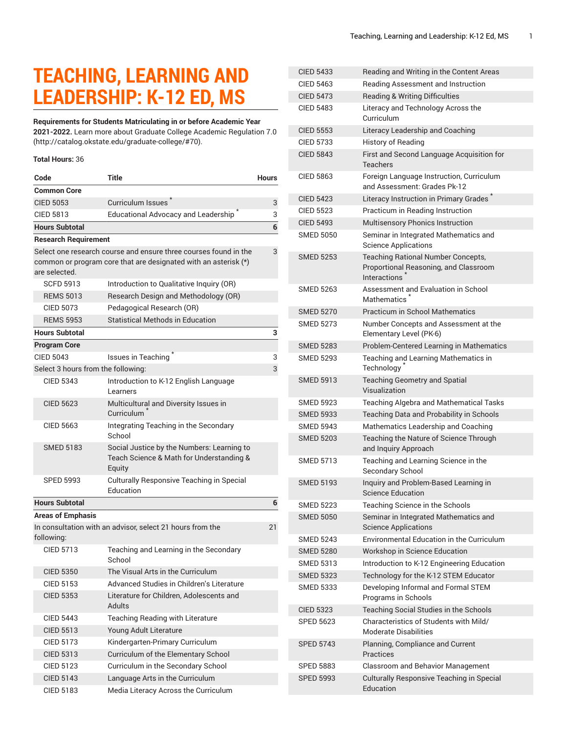# TEACHING, LEARNING AND LEADERSHIP: K-12 ED, MS

**Requirements for Students Matriculating in or before Academic Year 2021-2022.** Learn more about Graduate College Academic Regulation 7.0 (http://catalog.okstate.edu/graduate-college/#70).

**Total Hours:** 36

| Code | Title | Hours |
|---|---|---|
| **Common Core** | | |
| CIED 5053 | Curriculum Issues * | 3 |
| CIED 5813 | Educational Advocacy and Leadership * | 3 |
| **Hours Subtotal** | | **6** |
| **Research Requirement** | | |
| Select one research course and ensure three courses found in the common or program core that are designated with an asterisk (*) are selected. | | 3 |
| SCFD 5913 | Introduction to Qualitative Inquiry (OR) | |
| REMS 5013 | Research Design and Methodology (OR) | |
| CIED 5073 | Pedagogical Research (OR) | |
| REMS 5953 | Statistical Methods in Education | |
| **Hours Subtotal** | | **3** |
| **Program Core** | | |
| CIED 5043 | Issues in Teaching * | 3 |
| Select 3 hours from the following: | | 3 |
| CIED 5343 | Introduction to K-12 English Language Learners | |
| CIED 5623 | Multicultural and Diversity Issues in Curriculum * | |
| CIED 5663 | Integrating Teaching in the Secondary School | |
| SMED 5183 | Social Justice by the Numbers: Learning to Teach Science & Math for Understanding & Equity | |
| SPED 5993 | Culturally Responsive Teaching in Special Education | |
| **Hours Subtotal** | | **6** |
| **Areas of Emphasis** | | |
| In consultation with an advisor, select 21 hours from the following: | | 21 |
| CIED 5713 | Teaching and Learning in the Secondary School | |
| CIED 5350 | The Visual Arts in the Curriculum | |
| CIED 5153 | Advanced Studies in Children's Literature | |
| CIED 5353 | Literature for Children, Adolescents and Adults | |
| CIED 5443 | Teaching Reading with Literature | |
| CIED 5513 | Young Adult Literature | |
| CIED 5173 | Kindergarten-Primary Curriculum | |
| CIED 5313 | Curriculum of the Elementary School | |
| CIED 5123 | Curriculum in the Secondary School | |
| CIED 5143 | Language Arts in the Curriculum | |
| CIED 5183 | Media Literacy Across the Curriculum | |
| CIED 5433 | Reading and Writing in the Content Areas | |
| CIED 5463 | Reading Assessment and Instruction | |
| CIED 5473 | Reading & Writing Difficulties | |
| CIED 5483 | Literacy and Technology Across the Curriculum | |
| CIED 5553 | Literacy Leadership and Coaching | |
| CIED 5733 | History of Reading | |
| CIED 5843 | First and Second Language Acquisition for Teachers | |
| CIED 5863 | Foreign Language Instruction, Curriculum and Assessment: Grades Pk-12 | |
| CIED 5423 | Literacy Instruction in Primary Grades * | |
| CIED 5523 | Practicum in Reading Instruction | |
| CIED 5493 | Multisensory Phonics Instruction | |
| SMED 5050 | Seminar in Integrated Mathematics and Science Applications | |
| SMED 5253 | Teaching Rational Number Concepts, Proportional Reasoning, and Classroom Interactions * | |
| SMED 5263 | Assessment and Evaluation in School Mathematics * | |
| SMED 5270 | Practicum in School Mathematics | |
| SMED 5273 | Number Concepts and Assessment at the Elementary Level (PK-6) | |
| SMED 5283 | Problem-Centered Learning in Mathematics | |
| SMED 5293 | Teaching and Learning Mathematics in Technology * | |
| SMED 5913 | Teaching Geometry and Spatial Visualization | |
| SMED 5923 | Teaching Algebra and Mathematical Tasks | |
| SMED 5933 | Teaching Data and Probability in Schools | |
| SMED 5943 | Mathematics Leadership and Coaching | |
| SMED 5203 | Teaching the Nature of Science Through and Inquiry Approach | |
| SMED 5713 | Teaching and Learning Science in the Secondary School | |
| SMED 5193 | Inquiry and Problem-Based Learning in Science Education | |
| SMED 5223 | Teaching Science in the Schools | |
| SMED 5050 | Seminar in Integrated Mathematics and Science Applications | |
| SMED 5243 | Environmental Education in the Curriculum | |
| SMED 5280 | Workshop in Science Education | |
| SMED 5313 | Introduction to K-12 Engineering Education | |
| SMED 5323 | Technology for the K-12 STEM Educator | |
| SMED 5333 | Developing Informal and Formal STEM Programs in Schools | |
| CIED 5323 | Teaching Social Studies in the Schools | |
| SPED 5623 | Characteristics of Students with Mild/ Moderate Disabilities | |
| SPED 5743 | Planning, Compliance and Current Practices | |
| SPED 5883 | Classroom and Behavior Management | |
| SPED 5993 | Culturally Responsive Teaching in Special Education | |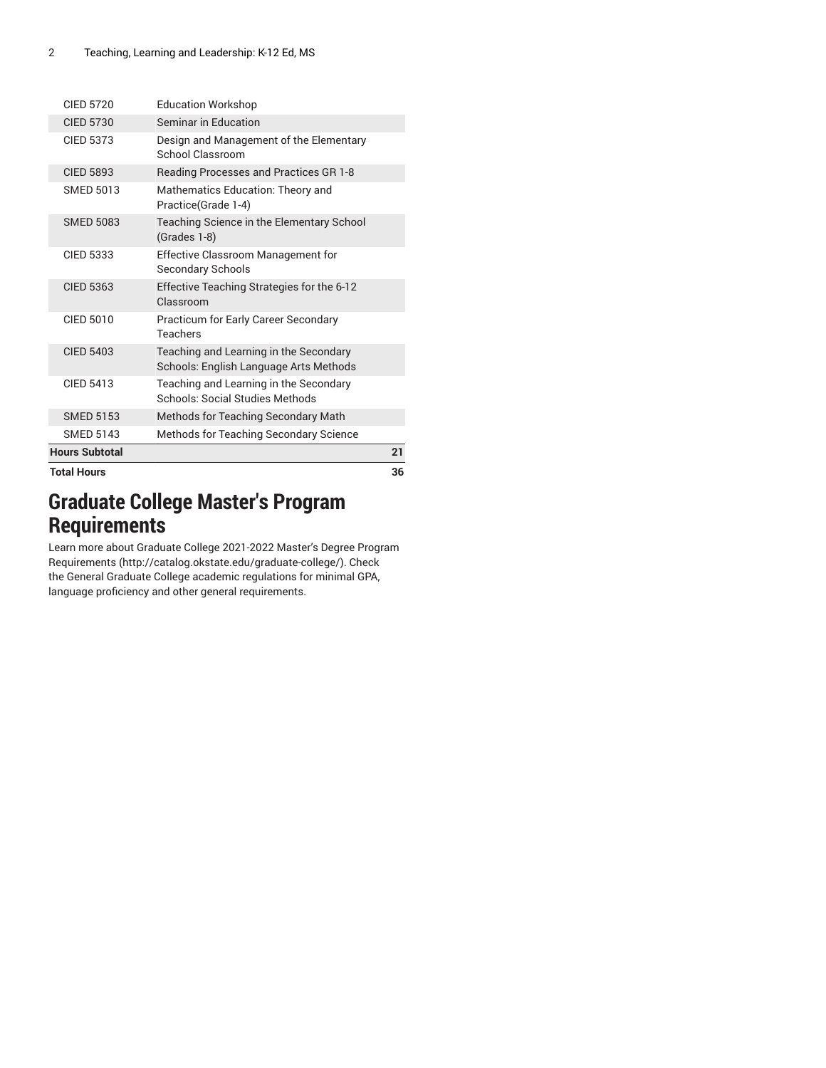| | | |
|---|---|---|
| CIED 5720 | Education Workshop | |
| CIED 5730 | Seminar in Education | |
| CIED 5373 | Design and Management of the Elementary School Classroom | |
| CIED 5893 | Reading Processes and Practices GR 1-8 | |
| SMED 5013 | Mathematics Education: Theory and Practice(Grade 1-4) | |
| SMED 5083 | Teaching Science in the Elementary School (Grades 1-8) | |
| CIED 5333 | Effective Classroom Management for Secondary Schools | |
| CIED 5363 | Effective Teaching Strategies for the 6-12 Classroom | |
| CIED 5010 | Practicum for Early Career Secondary Teachers | |
| CIED 5403 | Teaching and Learning in the Secondary Schools: English Language Arts Methods | |
| CIED 5413 | Teaching and Learning in the Secondary Schools: Social Studies Methods | |
| SMED 5153 | Methods for Teaching Secondary Math | |
| SMED 5143 | Methods for Teaching Secondary Science | |
| **Hours Subtotal** | | **21** |
| **Total Hours** | | **36** |

## Graduate College Master's Program Requirements

Learn more about Graduate College 2021-2022 Master's Degree Program Requirements (http://catalog.okstate.edu/graduate-college/). Check the General Graduate College academic regulations for minimal GPA, language proficiency and other general requirements.